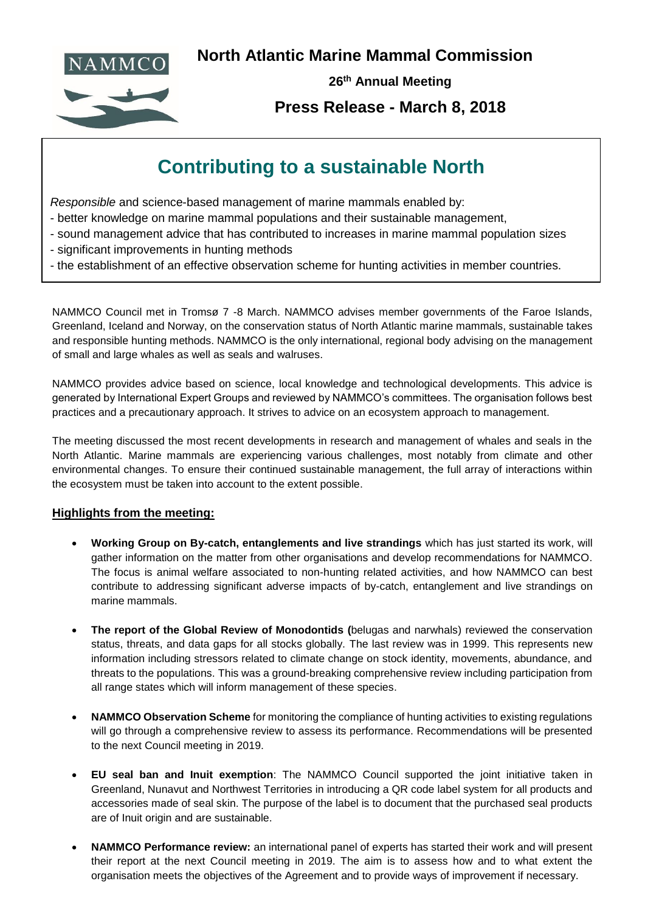# North Atlantic Marine Mammal Commission

**26th Annual Meeting**

**Press Release - March 8, 2018**

## Contributing to a sustainable North

*Responsible* and science-based management of marine mammals enabled by:

- better knowledge on marine mammal populations and their sustainable management,
- sound management advice that has contributed to increases in marine mammal population sizes
- significant improvements in hunting methods
- the establishment of an effective observation scheme for hunting activities in member countries.

NAMMCO Council met in Tromsø 7 -8 March. NAMMCO advises member governments of the Faroe Islands, Greenland, Iceland and Norway, on the conservation status of North Atlantic marine mammals, sustainable takes and responsible hunting methods. NAMMCO is the only international, regional body advising on the management of small and large whales as well as seals and walruses.

NAMMCO provides advice based on science, local knowledge and technological developments. This advice is generated by International Expert Groups and reviewed by NAMMCO's committees. The organisation follows best practices and a precautionary approach. It strives to advice on an ecosystem approach to management.

The meeting discussed the most recent developments in research and management of whales and seals in the North Atlantic. Marine mammals are experiencing various challenges, most notably from climate and other environmental changes. To ensure their continued sustainable management, the full array of interactions within the ecosystem must be taken into account to the extent possible.

### Highlights from the meeting:

- **Working Group on By-catch, entanglements and live strandings** which has just started its work, will gather information on the matter from other organisations and develop recommendations for NAMMCO. The focus is animal welfare associated to non-hunting related activities, and how NAMMCO can best contribute to addressing significant adverse impacts of by-catch, entanglement and live strandings on marine mammals.

- **The report of the Global Review of Monodontids (**belugas and narwhals) reviewed the conservation status, threats, and data gaps for all stocks globally. The last review was in 1999. This represents new information including stressors related to climate change on stock identity, movements, abundance, and threats to the populations. This was a ground-breaking comprehensive review including participation from all range states which will inform management of these species.

- **NAMMCO Observation Scheme** for monitoring the compliance of hunting activities to existing regulations will go through a comprehensive review to assess its performance. Recommendations will be presented to the next Council meeting in 2019.

- **EU seal ban and Inuit exemption**: The NAMMCO Council supported the joint initiative taken in Greenland, Nunavut and Northwest Territories in introducing a QR code label system for all products and accessories made of seal skin. The purpose of the label is to document that the purchased seal products are of Inuit origin and are sustainable.

- **NAMMCO Performance review:** an international panel of experts has started their work and will present their report at the next Council meeting in 2019. The aim is to assess how and to what extent the organisation meets the objectives of the Agreement and to provide ways of improvement if necessary.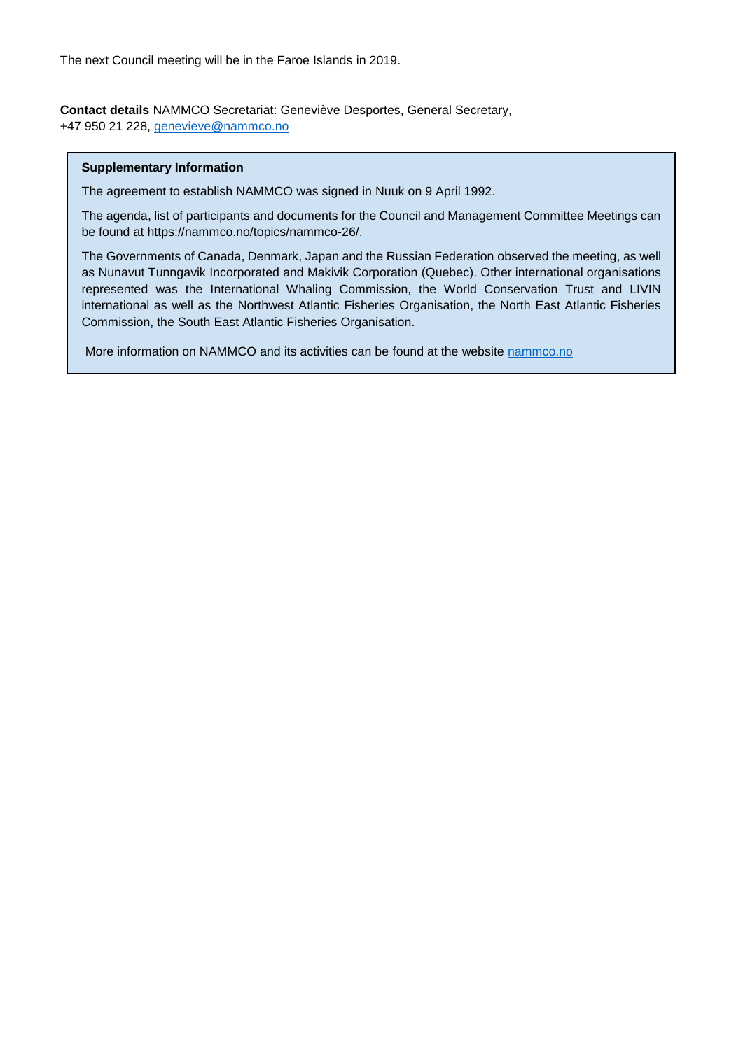The next Council meeting will be in the Faroe Islands in 2019.

**Contact details** NAMMCO Secretariat: Geneviève Desportes, General Secretary, +47 950 21 228, genevieve@nammco.no

**Supplementary Information**

The agreement to establish NAMMCO was signed in Nuuk on 9 April 1992.

The agenda, list of participants and documents for the Council and Management Committee Meetings can be found at https://nammco.no/topics/nammco-26/.

The Governments of Canada, Denmark, Japan and the Russian Federation observed the meeting, as well as Nunavut Tunngavik Incorporated and Makivik Corporation (Quebec). Other international organisations represented was the International Whaling Commission, the World Conservation Trust and LIVIN international as well as the Northwest Atlantic Fisheries Organisation, the North East Atlantic Fisheries Commission, the South East Atlantic Fisheries Organisation.

More information on NAMMCO and its activities can be found at the website nammco.no